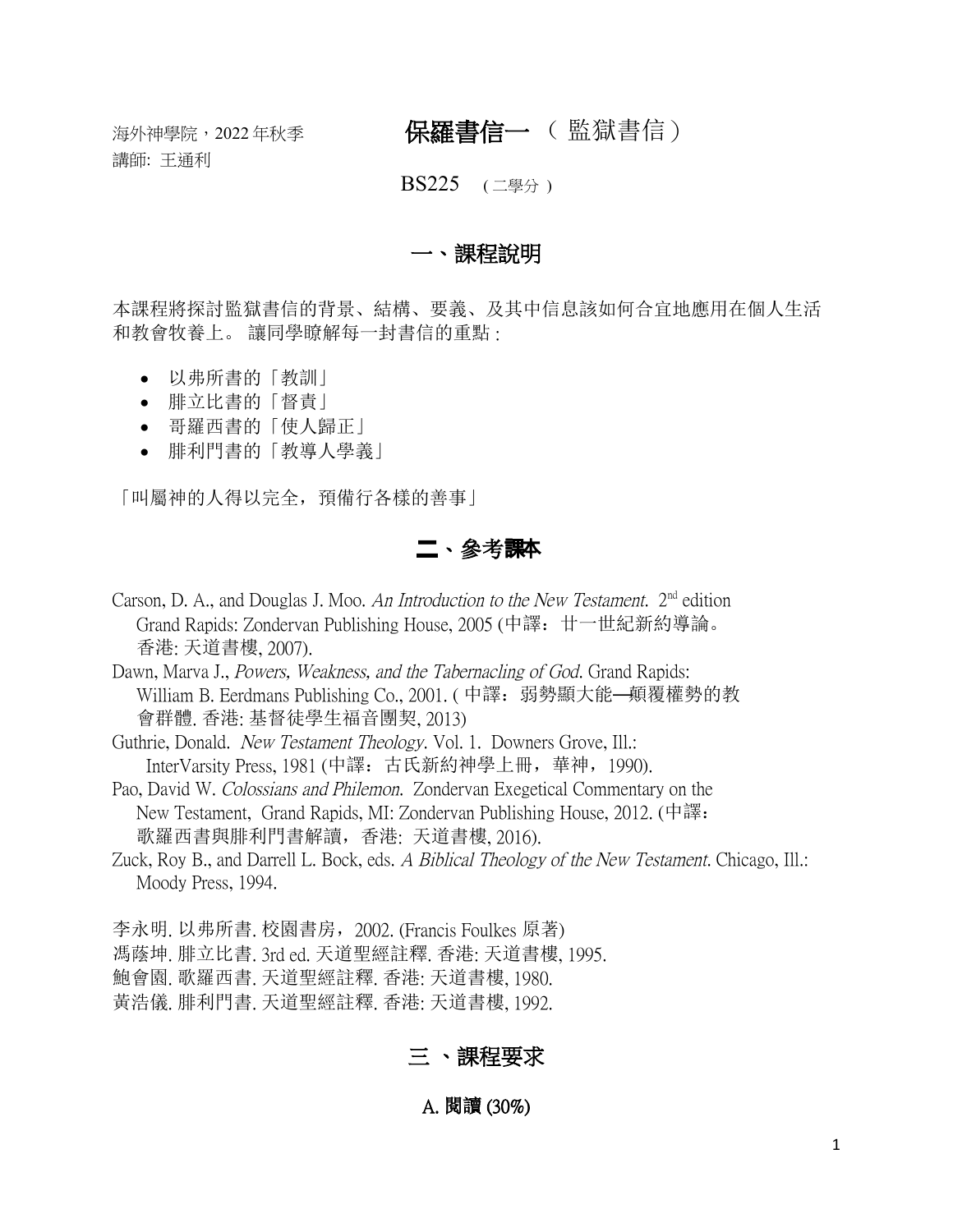海外神學院，2022 年秋季
講師: 王通利

# 保羅書信一 （ 監獄書信）

BS225 （二學分 ）

## 一、課程說明

本課程將探討監獄書信的背景、結構、要義、及其中信息該如何合宜地應用在個人生活和教會牧養上。 讓同學瞭解每一封書信的重點 :

- 以弗所書的「教訓」
- 腓立比書的「督責」
- 哥羅西書的「使人歸正」
- 腓利門書的「教導人學義」

「叫屬神的人得以完全，預備行各樣的善事」

## 二、參考課本

Carson, D. A., and Douglas J. Moo. *An Introduction to the New Testament.* 2nd edition Grand Rapids: Zondervan Publishing House, 2005 (中譯：廿一世紀新約導論。香港: 天道書樓, 2007).

Dawn, Marva J., *Powers, Weakness, and the Tabernacling of God*. Grand Rapids: William B. Eerdmans Publishing Co., 2001. ( 中譯：弱勢顯大能—顛覆權勢的教會群體. 香港: 基督徒學生福音團契, 2013)

Guthrie, Donald. *New Testament Theology*. Vol. 1. Downers Grove, Ill.: InterVarsity Press, 1981 (中譯：古氏新約神學上冊，華神，1990).

Pao, David W. *Colossians and Philemon*. Zondervan Exegetical Commentary on the New Testament, Grand Rapids, MI: Zondervan Publishing House, 2012. (中譯：歌羅西書與腓利門書解讀，香港: 天道書樓, 2016).

Zuck, Roy B., and Darrell L. Bock, eds. *A Biblical Theology of the New Testament*. Chicago, Ill.: Moody Press, 1994.

李永明. 以弗所書. 校園書房，2002. (Francis Foulkes 原著)
馮蔭坤. 腓立比書. 3rd ed. 天道聖經註釋. 香港: 天道書樓, 1995.
鮑會園. 歌羅西書. 天道聖經註釋. 香港: 天道書樓, 1980.
黃浩儀. 腓利門書. 天道聖經註釋. 香港: 天道書樓, 1992.

## 三 、課程要求

### A. 閱讀 (30%)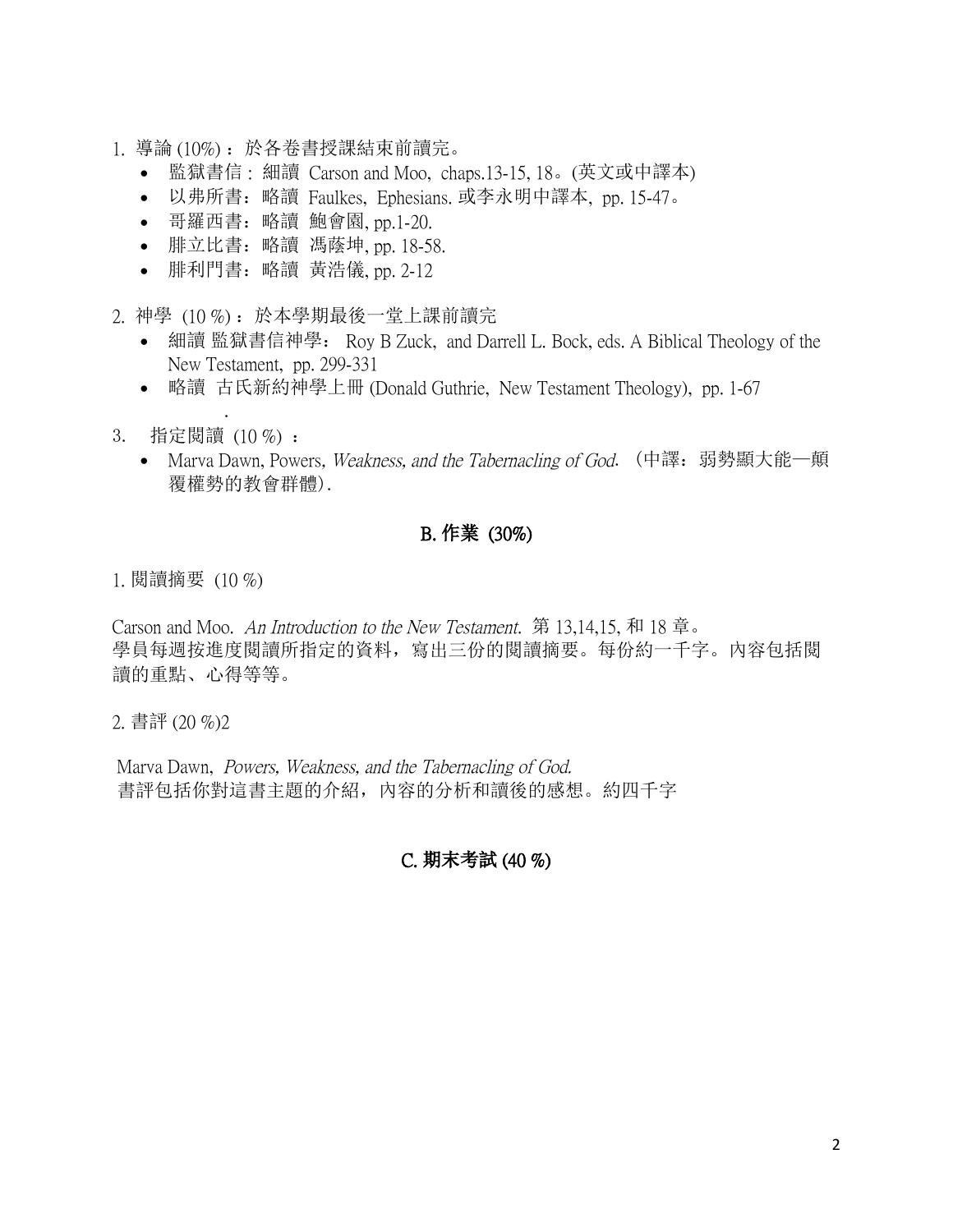1. 導論 (10%)：於各卷書授課結束前讀完。
   - 監獄書信：細讀 Carson and Moo, chaps.13-15, 18。(英文或中譯本)
   - 以弗所書：略讀 Faulkes, Ephesians. 或李永明中譯本, pp. 15-47。
   - 哥羅西書：略讀 鮑會園, pp.1-20.
   - 腓立比書：略讀 馮蔭坤, pp. 18-58.
   - 腓利門書：略讀 黃浩儀, pp. 2-12

2. 神學 (10 %)：於本學期最後一堂上課前讀完
   - 細讀 監獄書信神學： Roy B Zuck, and Darrell L. Bock, eds. A Biblical Theology of the New Testament, pp. 299-331
   - 略讀 古氏新約神學上冊 (Donald Guthrie, New Testament Theology), pp. 1-67

3. 指定閱讀 (10 %)：
   - Marva Dawn, Powers, *Weakness, and the Tabernacling of God*. （中譯：弱勢顯大能—顛覆權勢的教會群體）.

## B. 作業 (30%)

1. 閱讀摘要 (10 %)

Carson and Moo. *An Introduction to the New Testament*. 第 13,14,15, 和 18 章。
學員每週按進度閱讀所指定的資料，寫出三份的閱讀摘要。每份約一千字。內容包括閱讀的重點、心得等等。

2. 書評 (20 %)2

Marva Dawn, *Powers, Weakness, and the Tabernacling of God.*
書評包括你對這書主題的介紹，內容的分析和讀後的感想。約四千字

## C. 期末考試 (40 %)